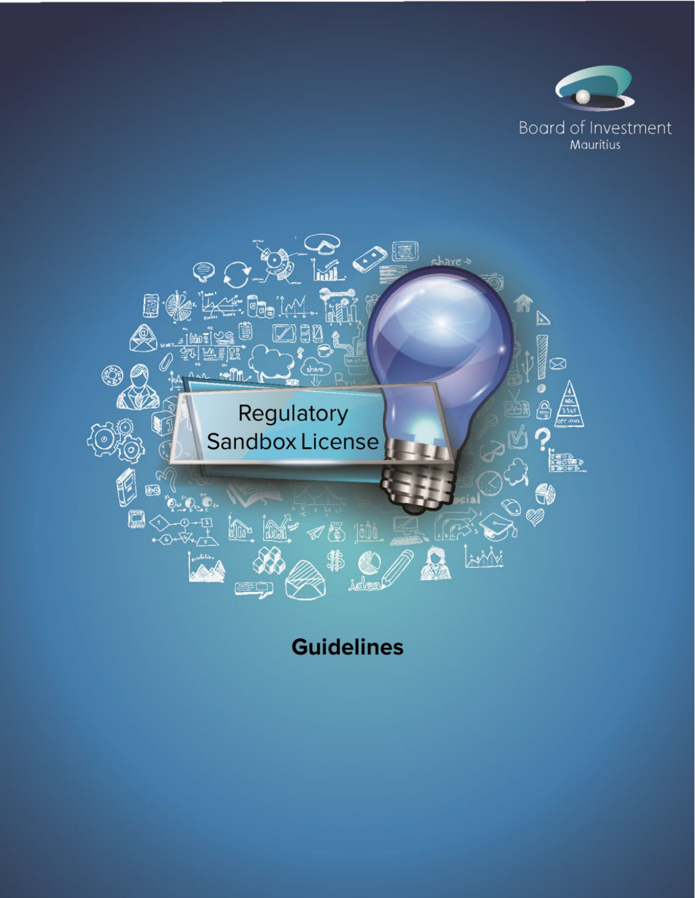Board of Investment
Mauritius

# Regulatory Sandbox License

## Guidelines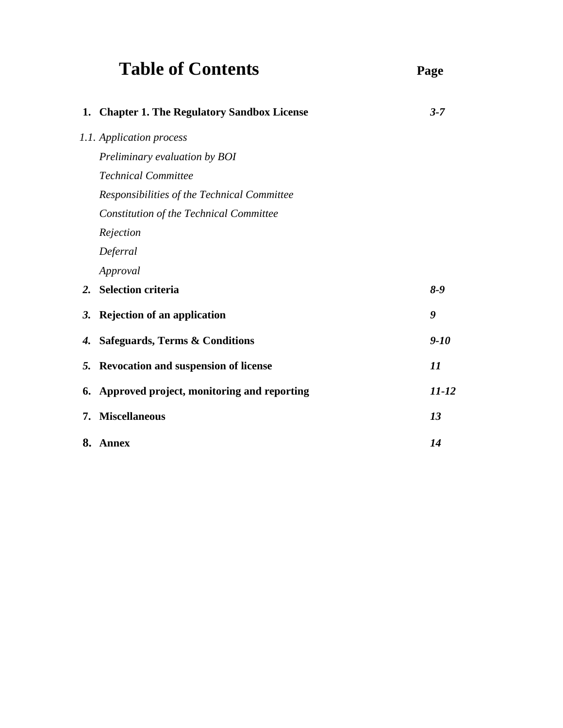# Table of Contents

| | | Page |
|---|---|---|
| 1. | **Chapter 1. The Regulatory Sandbox License** | ***3-7*** |
| *1.1.* | *Application process* | |
| | *Preliminary evaluation by BOI* | |
| | *Technical Committee* | |
| | *Responsibilities of the Technical Committee* | |
| | *Constitution of the Technical Committee* | |
| | *Rejection* | |
| | *Deferral* | |
| | *Approval* | |
| ***2.*** | **Selection criteria** | ***8-9*** |
| ***3.*** | **Rejection of an application** | ***9*** |
| ***4.*** | **Safeguards, Terms & Conditions** | ***9-10*** |
| ***5.*** | **Revocation and suspension of license** | ***11*** |
| **6.** | **Approved project, monitoring and reporting** | ***11-12*** |
| **7.** | **Miscellaneous** | ***13*** |
| **8.** | **Annex** | ***14*** |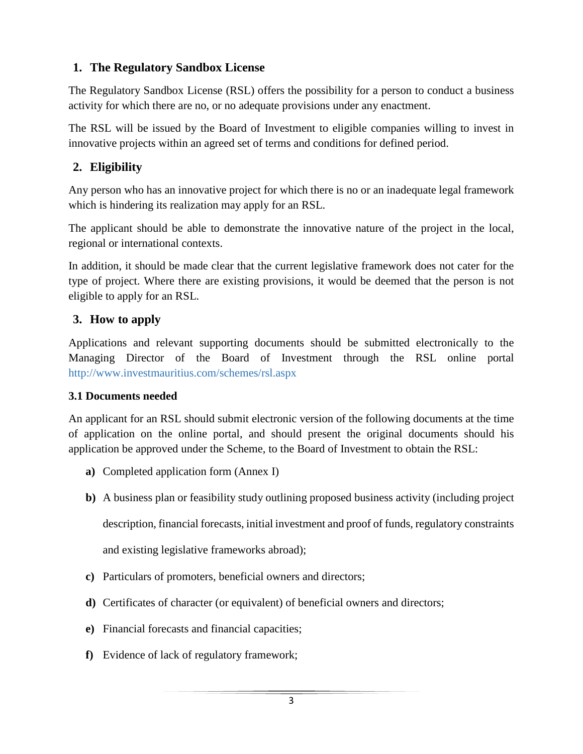## 1. The Regulatory Sandbox License

The Regulatory Sandbox License (RSL) offers the possibility for a person to conduct a business activity for which there are no, or no adequate provisions under any enactment.

The RSL will be issued by the Board of Investment to eligible companies willing to invest in innovative projects within an agreed set of terms and conditions for defined period.

## 2. Eligibility

Any person who has an innovative project for which there is no or an inadequate legal framework which is hindering its realization may apply for an RSL.

The applicant should be able to demonstrate the innovative nature of the project in the local, regional or international contexts.

In addition, it should be made clear that the current legislative framework does not cater for the type of project. Where there are existing provisions, it would be deemed that the person is not eligible to apply for an RSL.

## 3. How to apply

Applications and relevant supporting documents should be submitted electronically to the Managing Director of the Board of Investment through the RSL online portal http://www.investmauritius.com/schemes/rsl.aspx

### 3.1 Documents needed

An applicant for an RSL should submit electronic version of the following documents at the time of application on the online portal, and should present the original documents should his application be approved under the Scheme, to the Board of Investment to obtain the RSL:

- **a)** Completed application form (Annex I)
- **b)** A business plan or feasibility study outlining proposed business activity (including project description, financial forecasts, initial investment and proof of funds, regulatory constraints and existing legislative frameworks abroad);
- **c)** Particulars of promoters, beneficial owners and directors;
- **d)** Certificates of character (or equivalent) of beneficial owners and directors;
- **e)** Financial forecasts and financial capacities;
- **f)** Evidence of lack of regulatory framework;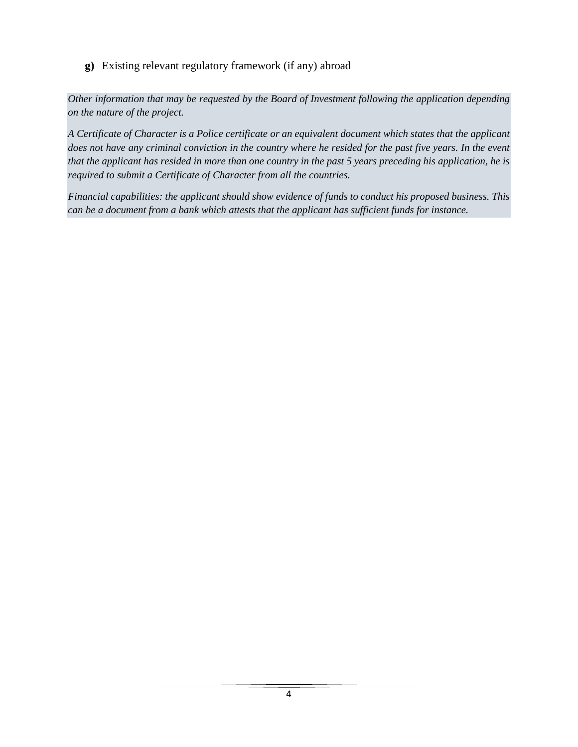**g)** Existing relevant regulatory framework (if any) abroad

*Other information that may be requested by the Board of Investment following the application depending on the nature of the project.*

*A Certificate of Character is a Police certificate or an equivalent document which states that the applicant does not have any criminal conviction in the country where he resided for the past five years. In the event that the applicant has resided in more than one country in the past 5 years preceding his application, he is required to submit a Certificate of Character from all the countries.*

*Financial capabilities: the applicant should show evidence of funds to conduct his proposed business. This can be a document from a bank which attests that the applicant has sufficient funds for instance.*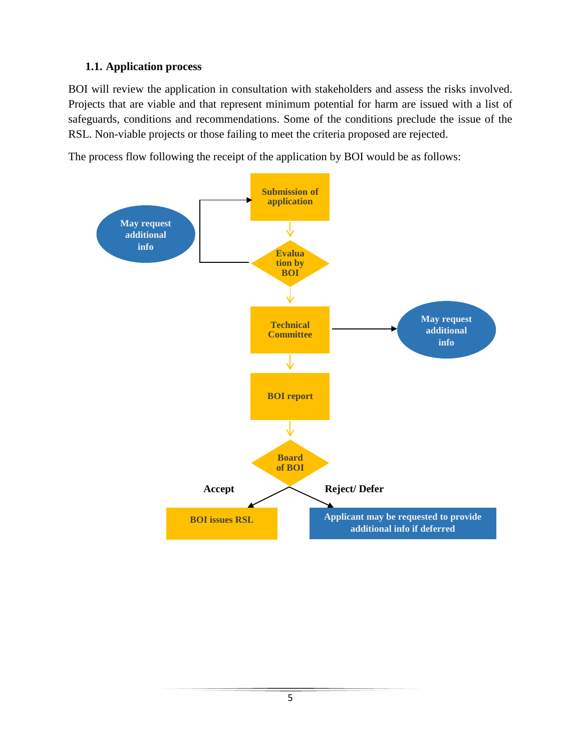### 1.1. Application process

BOI will review the application in consultation with stakeholders and assess the risks involved. Projects that are viable and that represent minimum potential for harm are issued with a list of safeguards, conditions and recommendations. Some of the conditions preclude the issue of the RSL. Non-viable projects or those failing to meet the criteria proposed are rejected.

The process flow following the receipt of the application by BOI would be as follows:

Submission of application

Evaluation by BOI

May request additional info

Technical Committee

May request additional info

BOI report

Board of BOI

Accept

Reject/ Defer

BOI issues RSL

Applicant may be requested to provide additional info if deferred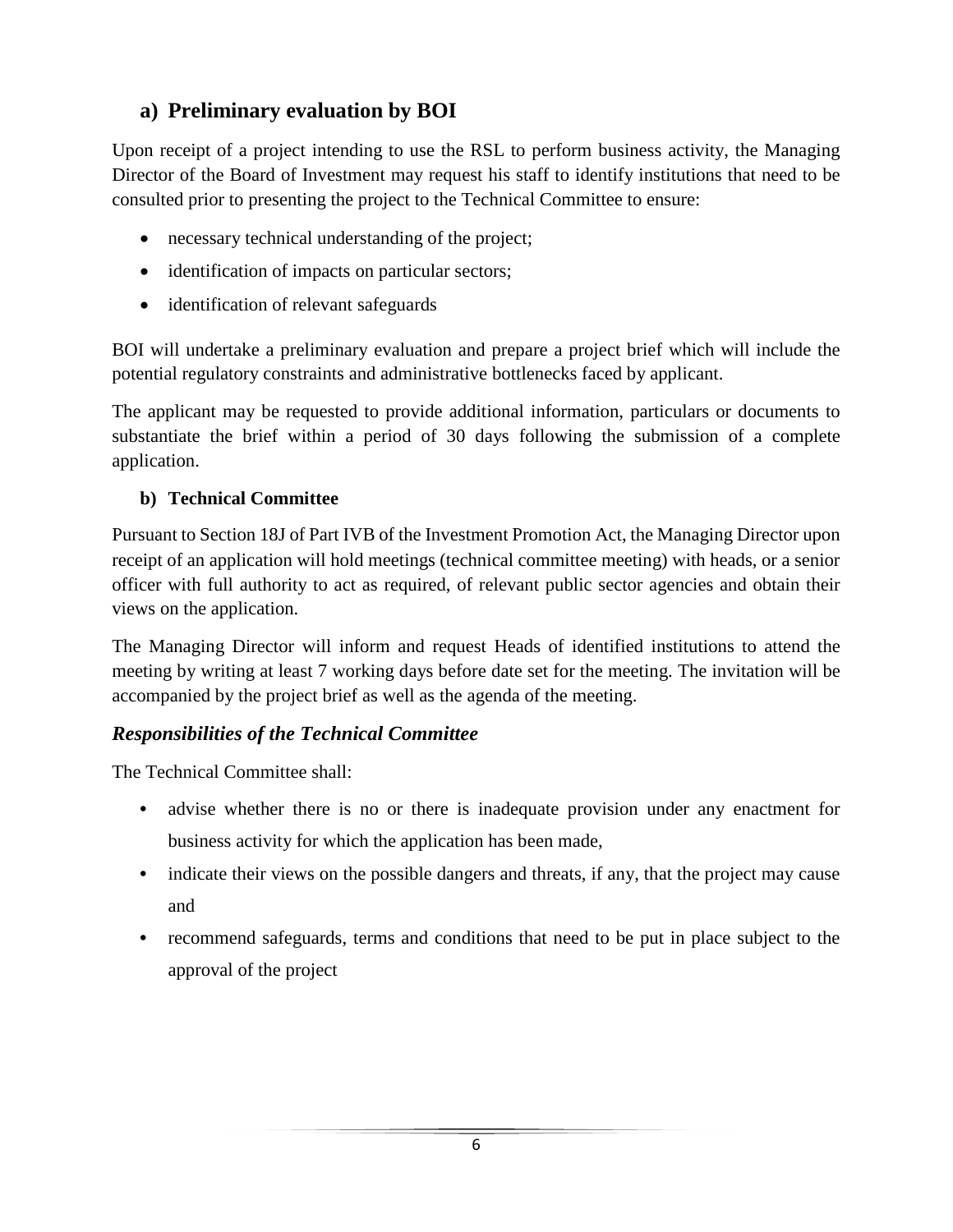## a) Preliminary evaluation by BOI

Upon receipt of a project intending to use the RSL to perform business activity, the Managing Director of the Board of Investment may request his staff to identify institutions that need to be consulted prior to presenting the project to the Technical Committee to ensure:

- necessary technical understanding of the project;
- identification of impacts on particular sectors;
- identification of relevant safeguards

BOI will undertake a preliminary evaluation and prepare a project brief which will include the potential regulatory constraints and administrative bottlenecks faced by applicant.

The applicant may be requested to provide additional information, particulars or documents to substantiate the brief within a period of 30 days following the submission of a complete application.

### b) Technical Committee

Pursuant to Section 18J of Part IVB of the Investment Promotion Act, the Managing Director upon receipt of an application will hold meetings (technical committee meeting) with heads, or a senior officer with full authority to act as required, of relevant public sector agencies and obtain their views on the application.

The Managing Director will inform and request Heads of identified institutions to attend the meeting by writing at least 7 working days before date set for the meeting. The invitation will be accompanied by the project brief as well as the agenda of the meeting.

### *Responsibilities of the Technical Committee*

The Technical Committee shall:

- advise whether there is no or there is inadequate provision under any enactment for business activity for which the application has been made,
- indicate their views on the possible dangers and threats, if any, that the project may cause and
- recommend safeguards, terms and conditions that need to be put in place subject to the approval of the project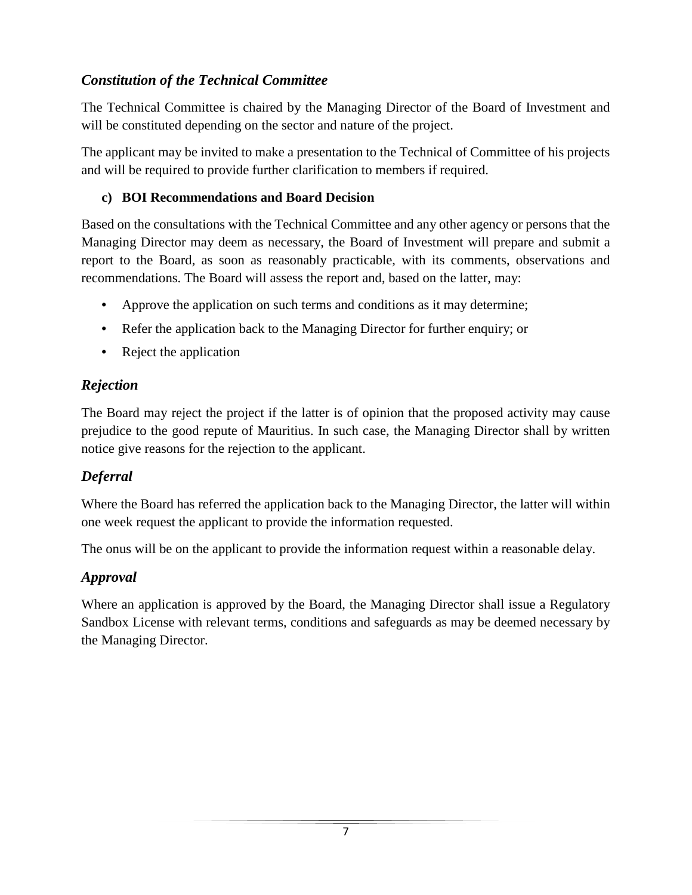### *Constitution of the Technical Committee*

The Technical Committee is chaired by the Managing Director of the Board of Investment and will be constituted depending on the sector and nature of the project.

The applicant may be invited to make a presentation to the Technical of Committee of his projects and will be required to provide further clarification to members if required.

**c) BOI Recommendations and Board Decision**

Based on the consultations with the Technical Committee and any other agency or persons that the Managing Director may deem as necessary, the Board of Investment will prepare and submit a report to the Board, as soon as reasonably practicable, with its comments, observations and recommendations. The Board will assess the report and, based on the latter, may:

- Approve the application on such terms and conditions as it may determine;
- Refer the application back to the Managing Director for further enquiry; or
- Reject the application

### *Rejection*

The Board may reject the project if the latter is of opinion that the proposed activity may cause prejudice to the good repute of Mauritius. In such case, the Managing Director shall by written notice give reasons for the rejection to the applicant.

### *Deferral*

Where the Board has referred the application back to the Managing Director, the latter will within one week request the applicant to provide the information requested.

The onus will be on the applicant to provide the information request within a reasonable delay.

### *Approval*

Where an application is approved by the Board, the Managing Director shall issue a Regulatory Sandbox License with relevant terms, conditions and safeguards as may be deemed necessary by the Managing Director.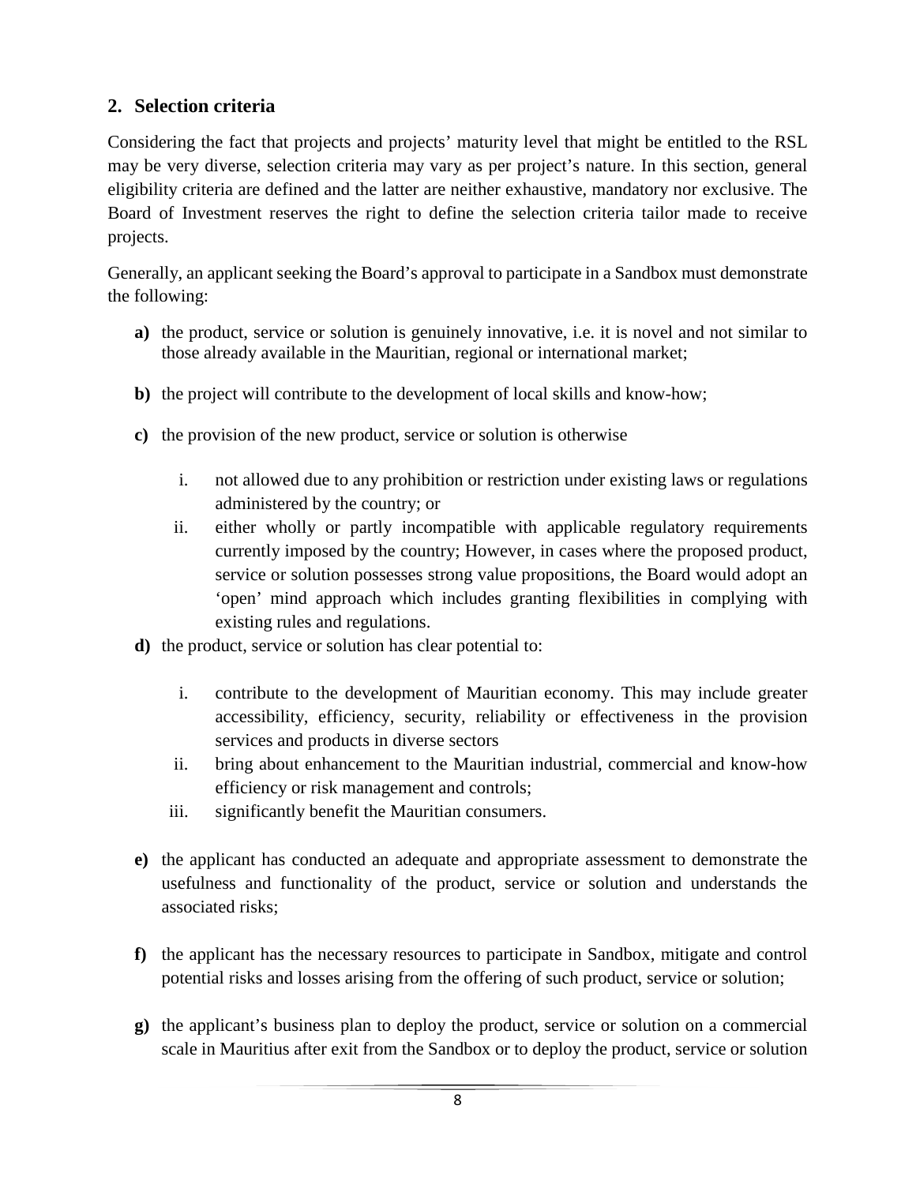## 2. Selection criteria

Considering the fact that projects and projects' maturity level that might be entitled to the RSL may be very diverse, selection criteria may vary as per project's nature. In this section, general eligibility criteria are defined and the latter are neither exhaustive, mandatory nor exclusive. The Board of Investment reserves the right to define the selection criteria tailor made to receive projects.

Generally, an applicant seeking the Board's approval to participate in a Sandbox must demonstrate the following:

**a)** the product, service or solution is genuinely innovative, i.e. it is novel and not similar to those already available in the Mauritian, regional or international market;

**b)** the project will contribute to the development of local skills and know-how;

**c)** the provision of the new product, service or solution is otherwise

   i. not allowed due to any prohibition or restriction under existing laws or regulations administered by the country; or
   
   ii. either wholly or partly incompatible with applicable regulatory requirements currently imposed by the country; However, in cases where the proposed product, service or solution possesses strong value propositions, the Board would adopt an 'open' mind approach which includes granting flexibilities in complying with existing rules and regulations.

**d)** the product, service or solution has clear potential to:

   i. contribute to the development of Mauritian economy. This may include greater accessibility, efficiency, security, reliability or effectiveness in the provision services and products in diverse sectors
   
   ii. bring about enhancement to the Mauritian industrial, commercial and know-how efficiency or risk management and controls;
   
   iii. significantly benefit the Mauritian consumers.

**e)** the applicant has conducted an adequate and appropriate assessment to demonstrate the usefulness and functionality of the product, service or solution and understands the associated risks;

**f)** the applicant has the necessary resources to participate in Sandbox, mitigate and control potential risks and losses arising from the offering of such product, service or solution;

**g)** the applicant's business plan to deploy the product, service or solution on a commercial scale in Mauritius after exit from the Sandbox or to deploy the product, service or solution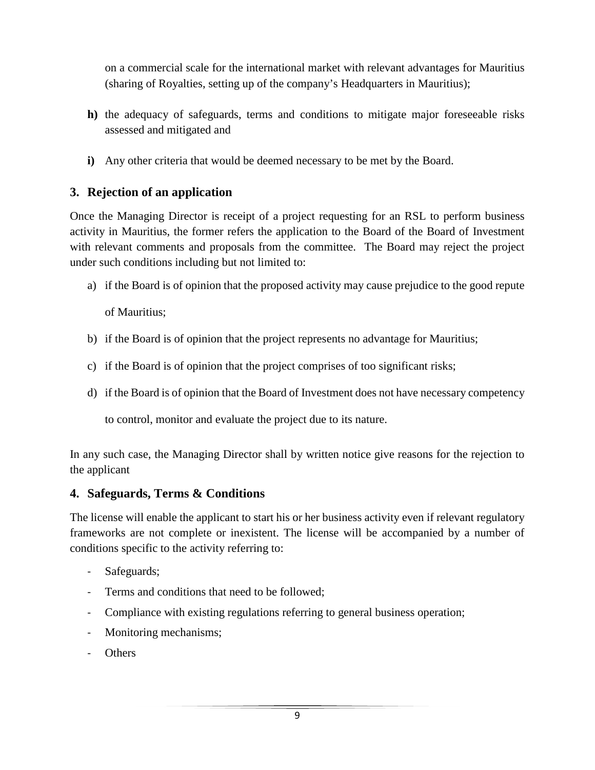on a commercial scale for the international market with relevant advantages for Mauritius (sharing of Royalties, setting up of the company's Headquarters in Mauritius);

**h)** the adequacy of safeguards, terms and conditions to mitigate major foreseeable risks assessed and mitigated and

**i)** Any other criteria that would be deemed necessary to be met by the Board.

## 3. Rejection of an application

Once the Managing Director is receipt of a project requesting for an RSL to perform business activity in Mauritius, the former refers the application to the Board of the Board of Investment with relevant comments and proposals from the committee. The Board may reject the project under such conditions including but not limited to:

a) if the Board is of opinion that the proposed activity may cause prejudice to the good repute of Mauritius;

b) if the Board is of opinion that the project represents no advantage for Mauritius;

c) if the Board is of opinion that the project comprises of too significant risks;

d) if the Board is of opinion that the Board of Investment does not have necessary competency to control, monitor and evaluate the project due to its nature.

In any such case, the Managing Director shall by written notice give reasons for the rejection to the applicant

## 4. Safeguards, Terms & Conditions

The license will enable the applicant to start his or her business activity even if relevant regulatory frameworks are not complete or inexistent. The license will be accompanied by a number of conditions specific to the activity referring to:

- Safeguards;
- Terms and conditions that need to be followed;
- Compliance with existing regulations referring to general business operation;
- Monitoring mechanisms;
- Others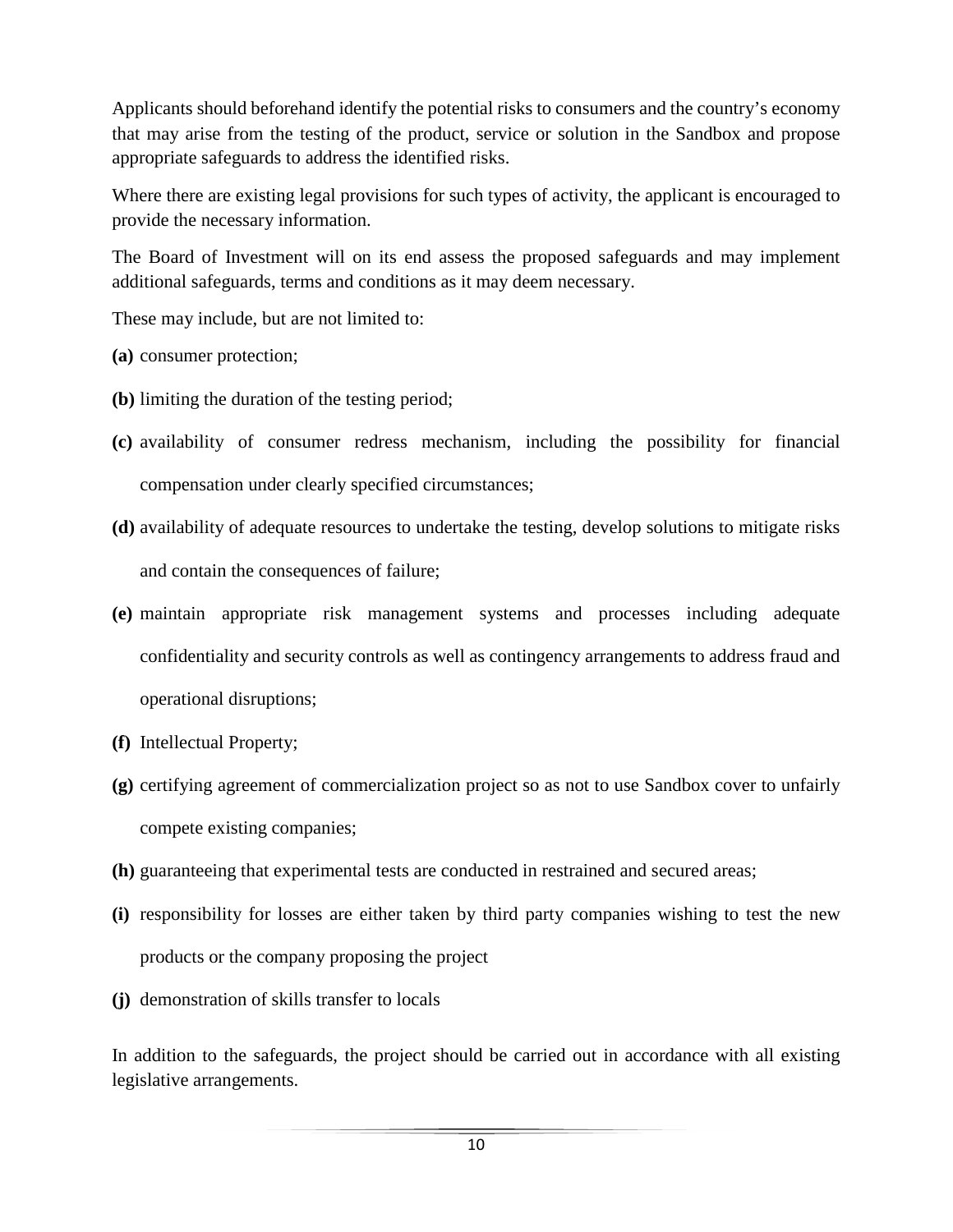Applicants should beforehand identify the potential risks to consumers and the country's economy that may arise from the testing of the product, service or solution in the Sandbox and propose appropriate safeguards to address the identified risks.

Where there are existing legal provisions for such types of activity, the applicant is encouraged to provide the necessary information.

The Board of Investment will on its end assess the proposed safeguards and may implement additional safeguards, terms and conditions as it may deem necessary.

These may include, but are not limited to:

**(a)** consumer protection;

**(b)** limiting the duration of the testing period;

**(c)** availability of consumer redress mechanism, including the possibility for financial compensation under clearly specified circumstances;

**(d)** availability of adequate resources to undertake the testing, develop solutions to mitigate risks and contain the consequences of failure;

**(e)** maintain appropriate risk management systems and processes including adequate confidentiality and security controls as well as contingency arrangements to address fraud and operational disruptions;

**(f)** Intellectual Property;

**(g)** certifying agreement of commercialization project so as not to use Sandbox cover to unfairly compete existing companies;

**(h)** guaranteeing that experimental tests are conducted in restrained and secured areas;

**(i)** responsibility for losses are either taken by third party companies wishing to test the new products or the company proposing the project

**(j)** demonstration of skills transfer to locals

In addition to the safeguards, the project should be carried out in accordance with all existing legislative arrangements.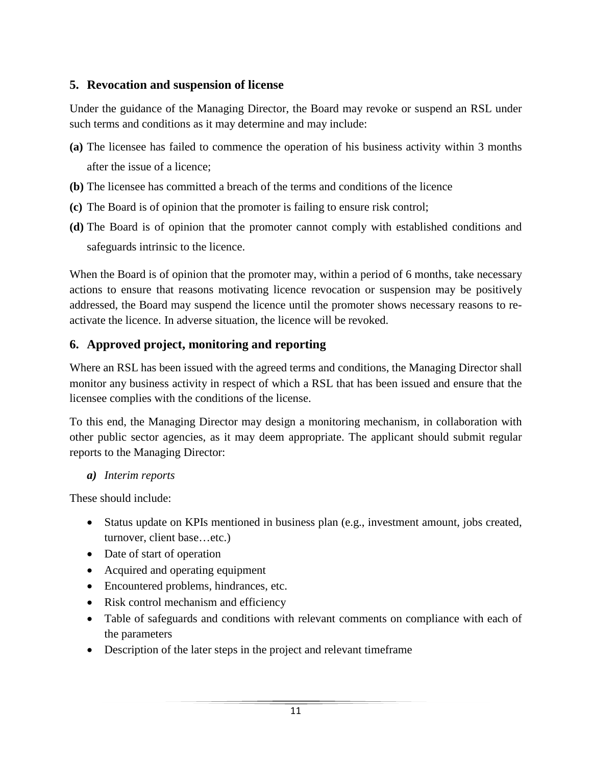## 5. Revocation and suspension of license

Under the guidance of the Managing Director, the Board may revoke or suspend an RSL under such terms and conditions as it may determine and may include:

**(a)** The licensee has failed to commence the operation of his business activity within 3 months after the issue of a licence;

**(b)** The licensee has committed a breach of the terms and conditions of the licence

**(c)** The Board is of opinion that the promoter is failing to ensure risk control;

**(d)** The Board is of opinion that the promoter cannot comply with established conditions and safeguards intrinsic to the licence.

When the Board is of opinion that the promoter may, within a period of 6 months, take necessary actions to ensure that reasons motivating licence revocation or suspension may be positively addressed, the Board may suspend the licence until the promoter shows necessary reasons to re-activate the licence. In adverse situation, the licence will be revoked.

## 6. Approved project, monitoring and reporting

Where an RSL has been issued with the agreed terms and conditions, the Managing Director shall monitor any business activity in respect of which a RSL that has been issued and ensure that the licensee complies with the conditions of the license.

To this end, the Managing Director may design a monitoring mechanism, in collaboration with other public sector agencies, as it may deem appropriate. The applicant should submit regular reports to the Managing Director:

***a)*** *Interim reports*

These should include:

- Status update on KPIs mentioned in business plan (e.g., investment amount, jobs created, turnover, client base…etc.)
- Date of start of operation
- Acquired and operating equipment
- Encountered problems, hindrances, etc.
- Risk control mechanism and efficiency
- Table of safeguards and conditions with relevant comments on compliance with each of the parameters
- Description of the later steps in the project and relevant timeframe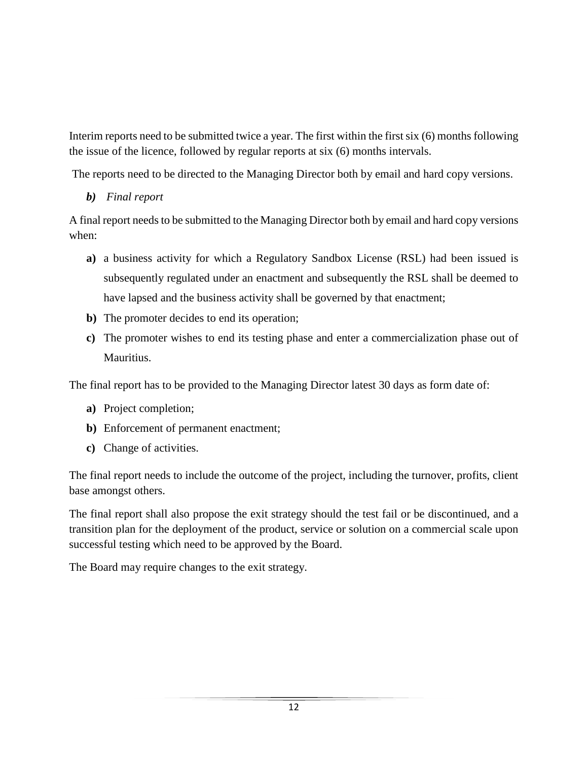Interim reports need to be submitted twice a year. The first within the first six (6) months following the issue of the licence, followed by regular reports at six (6) months intervals.

The reports need to be directed to the Managing Director both by email and hard copy versions.

***b)*** *Final report*

A final report needs to be submitted to the Managing Director both by email and hard copy versions when:

**a)** a business activity for which a Regulatory Sandbox License (RSL) had been issued is subsequently regulated under an enactment and subsequently the RSL shall be deemed to have lapsed and the business activity shall be governed by that enactment;

**b)** The promoter decides to end its operation;

**c)** The promoter wishes to end its testing phase and enter a commercialization phase out of Mauritius.

The final report has to be provided to the Managing Director latest 30 days as form date of:

**a)** Project completion;

**b)** Enforcement of permanent enactment;

**c)** Change of activities.

The final report needs to include the outcome of the project, including the turnover, profits, client base amongst others.

The final report shall also propose the exit strategy should the test fail or be discontinued, and a transition plan for the deployment of the product, service or solution on a commercial scale upon successful testing which need to be approved by the Board.

The Board may require changes to the exit strategy.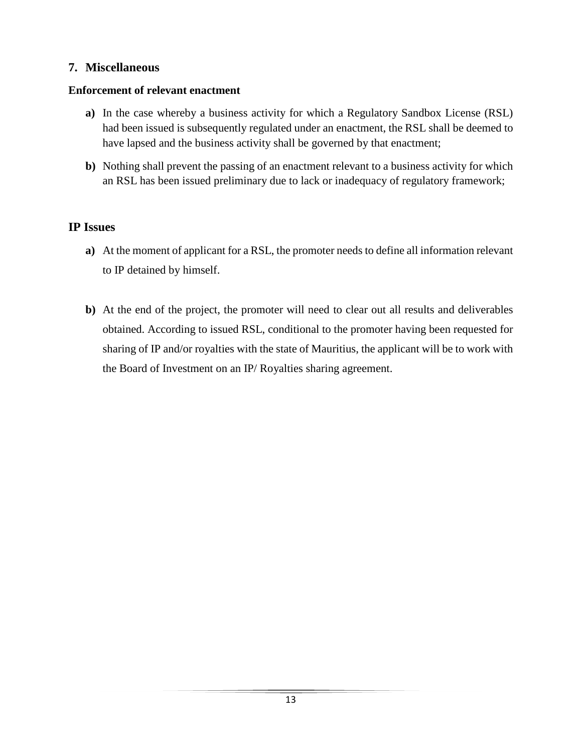## 7. Miscellaneous

**Enforcement of relevant enactment**

**a)** In the case whereby a business activity for which a Regulatory Sandbox License (RSL) had been issued is subsequently regulated under an enactment, the RSL shall be deemed to have lapsed and the business activity shall be governed by that enactment;

**b)** Nothing shall prevent the passing of an enactment relevant to a business activity for which an RSL has been issued preliminary due to lack or inadequacy of regulatory framework;

### IP Issues

**a)** At the moment of applicant for a RSL, the promoter needs to define all information relevant to IP detained by himself.

**b)** At the end of the project, the promoter will need to clear out all results and deliverables obtained. According to issued RSL, conditional to the promoter having been requested for sharing of IP and/or royalties with the state of Mauritius, the applicant will be to work with the Board of Investment on an IP/ Royalties sharing agreement.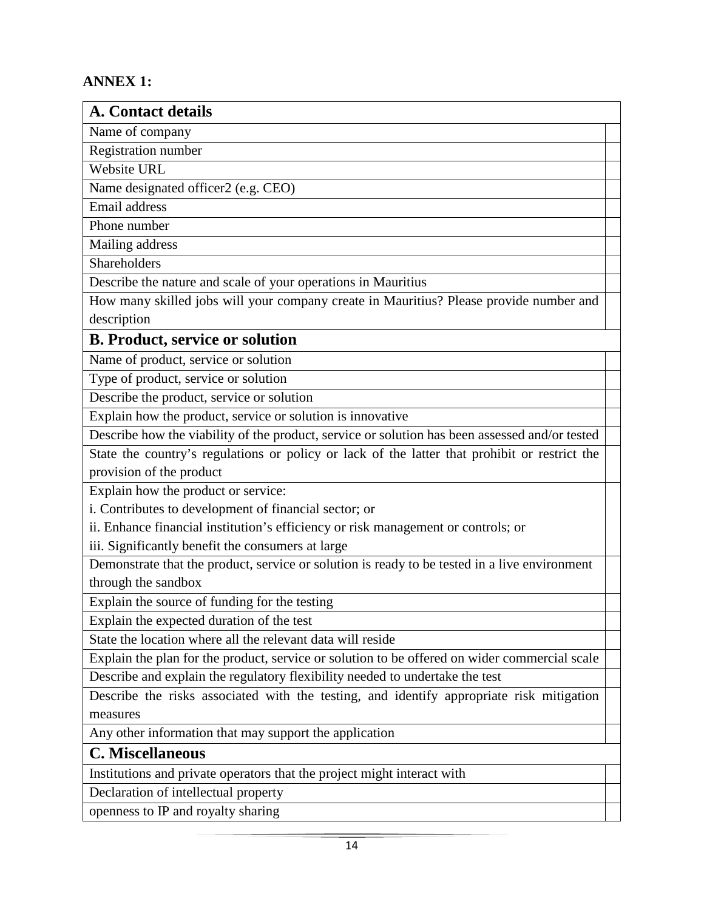**ANNEX 1:**

| A. Contact details | |
|---|---|
| Name of company | |
| Registration number | |
| Website URL | |
| Name designated officer2 (e.g. CEO) | |
| Email address | |
| Phone number | |
| Mailing address | |
| Shareholders | |
| Describe the nature and scale of your operations in Mauritius | |
| How many skilled jobs will your company create in Mauritius? Please provide number and description | |
| **B. Product, service or solution** | |
| Name of product, service or solution | |
| Type of product, service or solution | |
| Describe the product, service or solution | |
| Explain how the product, service or solution is innovative | |
| Describe how the viability of the product, service or solution has been assessed and/or tested | |
| State the country's regulations or policy or lack of the latter that prohibit or restrict the provision of the product | |
| Explain how the product or service:<br>i. Contributes to development of financial sector; or<br>ii. Enhance financial institution's efficiency or risk management or controls; or<br>iii. Significantly benefit the consumers at large | |
| Demonstrate that the product, service or solution is ready to be tested in a live environment through the sandbox | |
| Explain the source of funding for the testing | |
| Explain the expected duration of the test | |
| State the location where all the relevant data will reside | |
| Explain the plan for the product, service or solution to be offered on wider commercial scale | |
| Describe and explain the regulatory flexibility needed to undertake the test | |
| Describe the risks associated with the testing, and identify appropriate risk mitigation measures | |
| Any other information that may support the application | |
| **C. Miscellaneous** | |
| Institutions and private operators that the project might interact with | |
| Declaration of intellectual property | |
| openness to IP and royalty sharing | |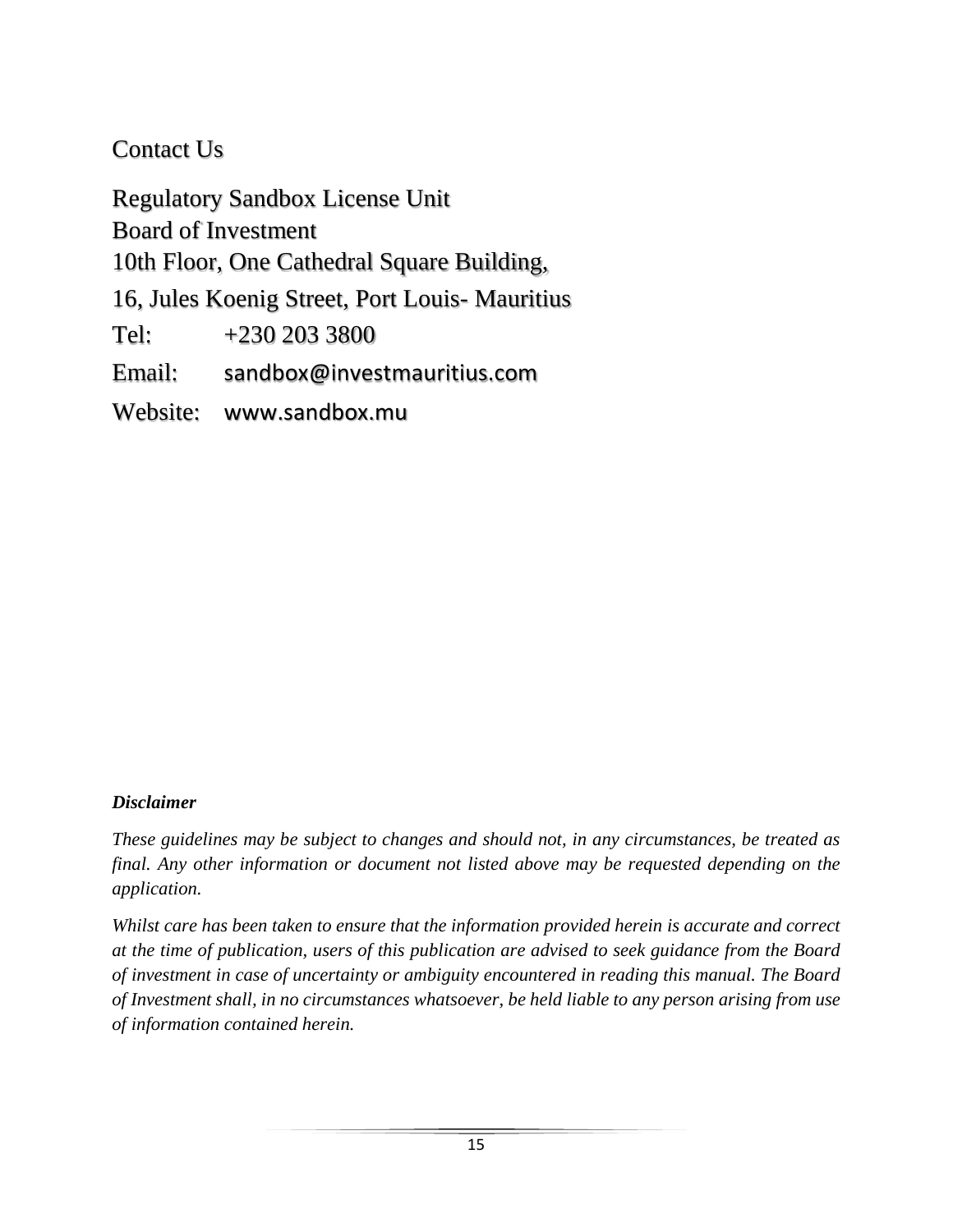## Contact Us

Regulatory Sandbox License Unit
Board of Investment
10th Floor, One Cathedral Square Building,
16, Jules Koenig Street, Port Louis- Mauritius

Tel: +230 203 3800

Email: sandbox@investmauritius.com

Website: www.sandbox.mu

***Disclaimer***

*These guidelines may be subject to changes and should not, in any circumstances, be treated as final. Any other information or document not listed above may be requested depending on the application.*

*Whilst care has been taken to ensure that the information provided herein is accurate and correct at the time of publication, users of this publication are advised to seek guidance from the Board of investment in case of uncertainty or ambiguity encountered in reading this manual. The Board of Investment shall, in no circumstances whatsoever, be held liable to any person arising from use of information contained herein.*